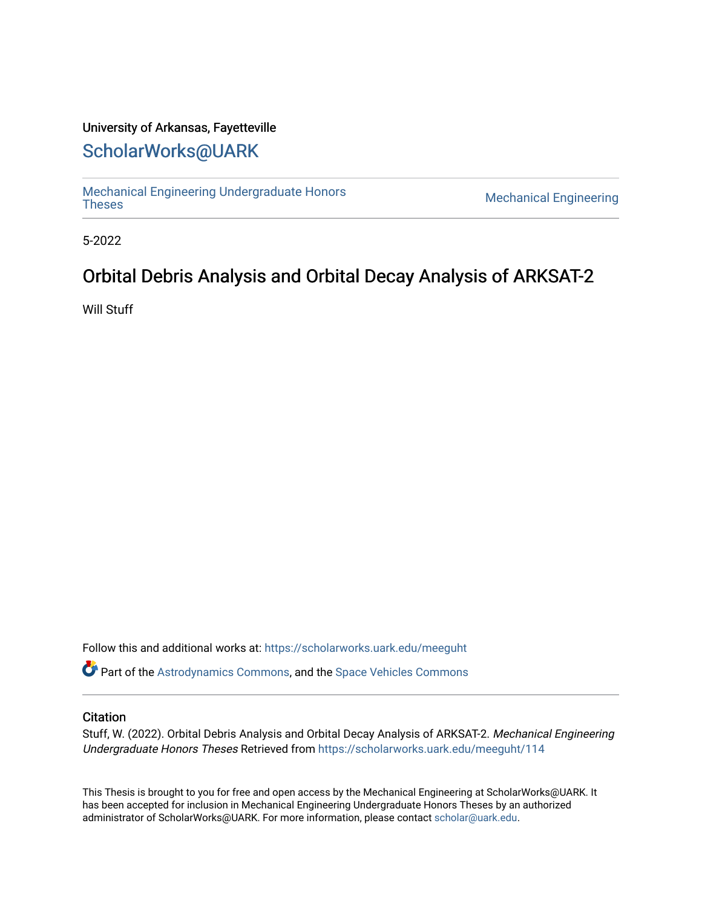University of Arkansas, Fayetteville

# ScholarWorks@UARK

Mechanical Engineering Undergraduate Honors Theses

Mechanical Engineering

5-2022

## Orbital Debris Analysis and Orbital Decay Analysis of ARKSAT-2

Will Stuff

Follow this and additional works at: https://scholarworks.uark.edu/meeguht

Part of the Astrodynamics Commons, and the Space Vehicles Commons

### Citation

Stuff, W. (2022). Orbital Debris Analysis and Orbital Decay Analysis of ARKSAT-2. *Mechanical Engineering Undergraduate Honors Theses* Retrieved from https://scholarworks.uark.edu/meeguht/114

This Thesis is brought to you for free and open access by the Mechanical Engineering at ScholarWorks@UARK. It has been accepted for inclusion in Mechanical Engineering Undergraduate Honors Theses by an authorized administrator of ScholarWorks@UARK. For more information, please contact scholar@uark.edu.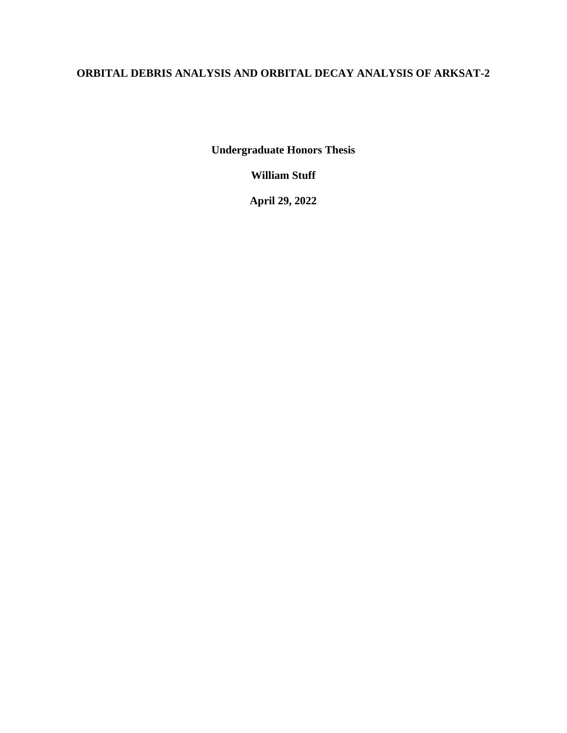# ORBITAL DEBRIS ANALYSIS AND ORBITAL DECAY ANALYSIS OF ARKSAT-2

**Undergraduate Honors Thesis**

**William Stuff**

**April 29, 2022**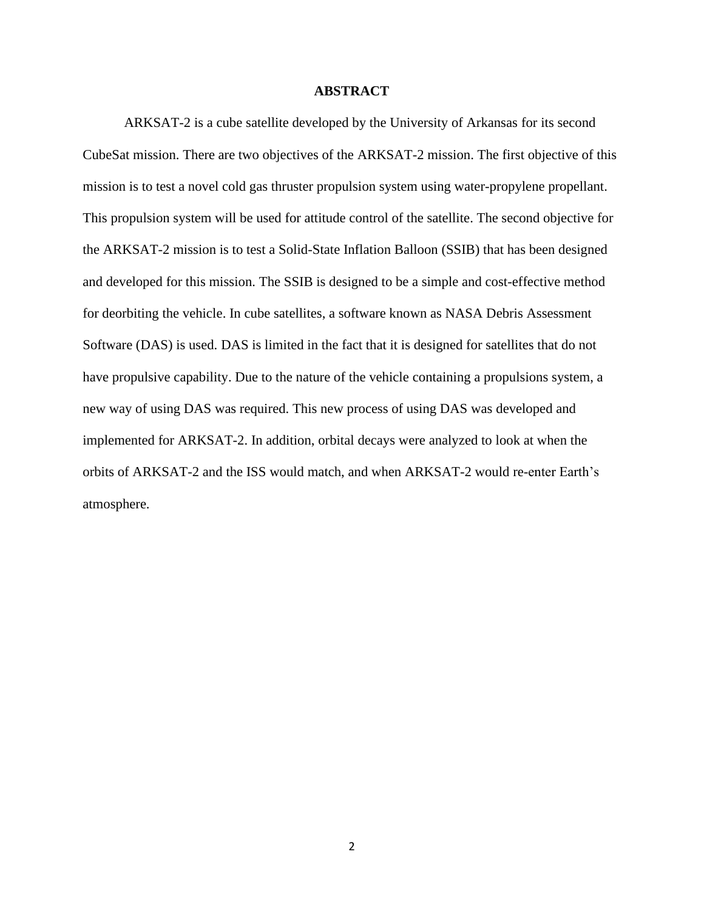# ABSTRACT

ARKSAT-2 is a cube satellite developed by the University of Arkansas for its second CubeSat mission. There are two objectives of the ARKSAT-2 mission. The first objective of this mission is to test a novel cold gas thruster propulsion system using water-propylene propellant. This propulsion system will be used for attitude control of the satellite. The second objective for the ARKSAT-2 mission is to test a Solid-State Inflation Balloon (SSIB) that has been designed and developed for this mission. The SSIB is designed to be a simple and cost-effective method for deorbiting the vehicle. In cube satellites, a software known as NASA Debris Assessment Software (DAS) is used. DAS is limited in the fact that it is designed for satellites that do not have propulsive capability. Due to the nature of the vehicle containing a propulsions system, a new way of using DAS was required. This new process of using DAS was developed and implemented for ARKSAT-2. In addition, orbital decays were analyzed to look at when the orbits of ARKSAT-2 and the ISS would match, and when ARKSAT-2 would re-enter Earth's atmosphere.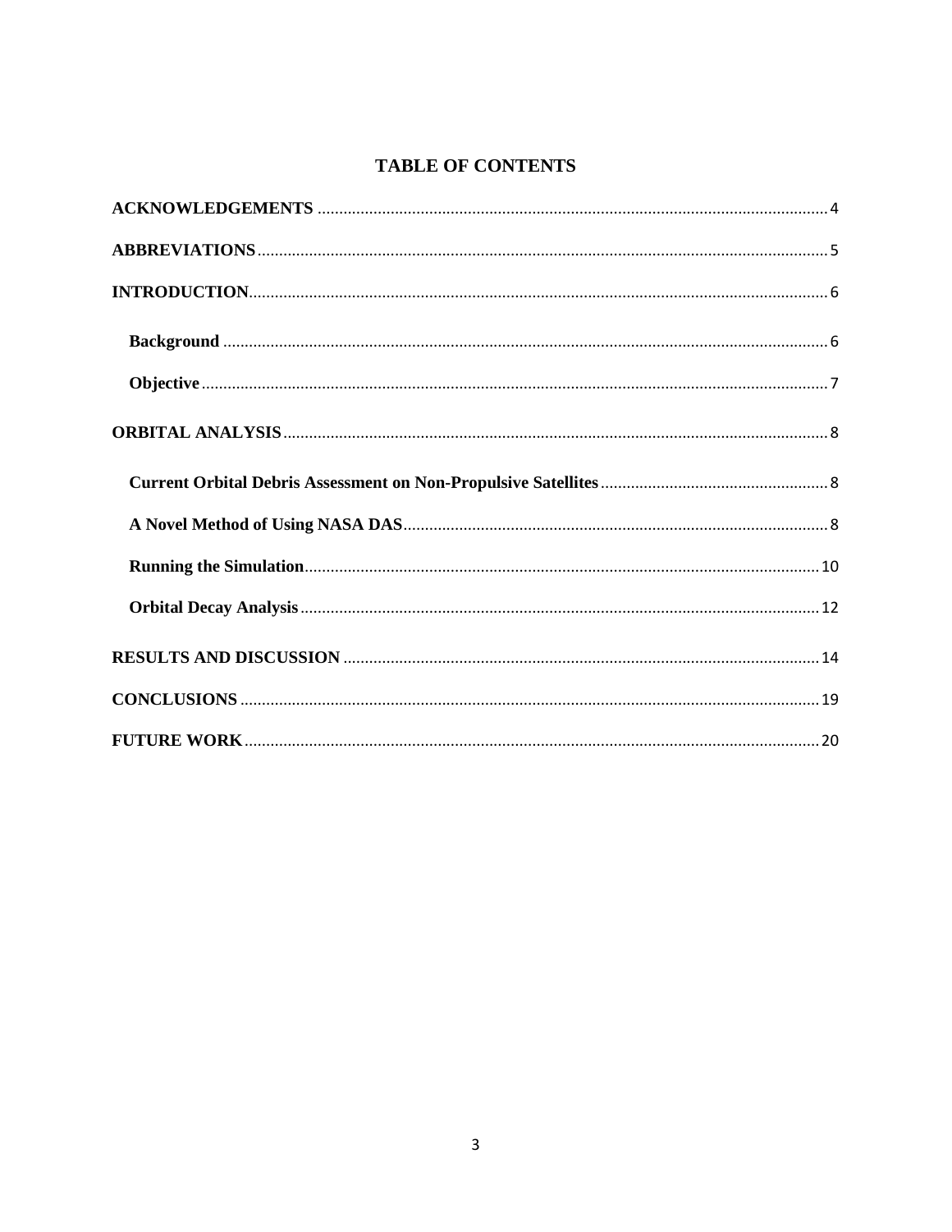# TABLE OF CONTENTS

**ACKNOWLEDGEMENTS** ........................................................................................................ 4

**ABBREVIATIONS** ............................................................................................................ 5

**INTRODUCTION** ............................................................................................................. 6

- **Background** ................................................................................................................ 6
- **Objective** .................................................................................................................... 7

**ORBITAL ANALYSIS** ....................................................................................................... 8

- **Current Orbital Debris Assessment on Non-Propulsive Satellites** ................................ 8
- **A Novel Method of Using NASA DAS** .......................................................................... 8
- **Running the Simulation** ............................................................................................ 10
- **Orbital Decay Analysis** .............................................................................................. 12

**RESULTS AND DISCUSSION** .......................................................................................... 14

**CONCLUSIONS** ............................................................................................................... 19

**FUTURE WORK** ............................................................................................................... 20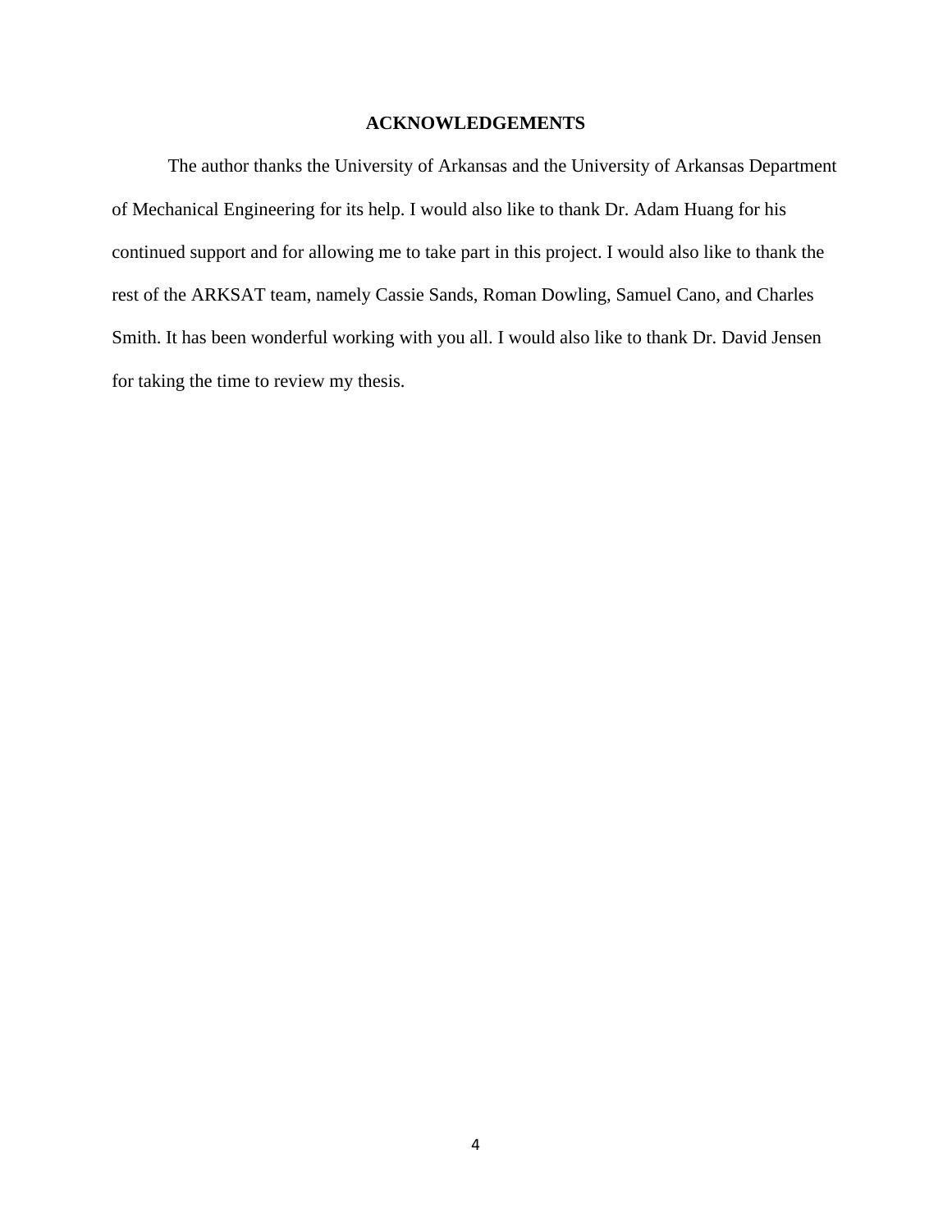# ACKNOWLEDGEMENTS

The author thanks the University of Arkansas and the University of Arkansas Department of Mechanical Engineering for its help. I would also like to thank Dr. Adam Huang for his continued support and for allowing me to take part in this project. I would also like to thank the rest of the ARKSAT team, namely Cassie Sands, Roman Dowling, Samuel Cano, and Charles Smith. It has been wonderful working with you all. I would also like to thank Dr. David Jensen for taking the time to review my thesis.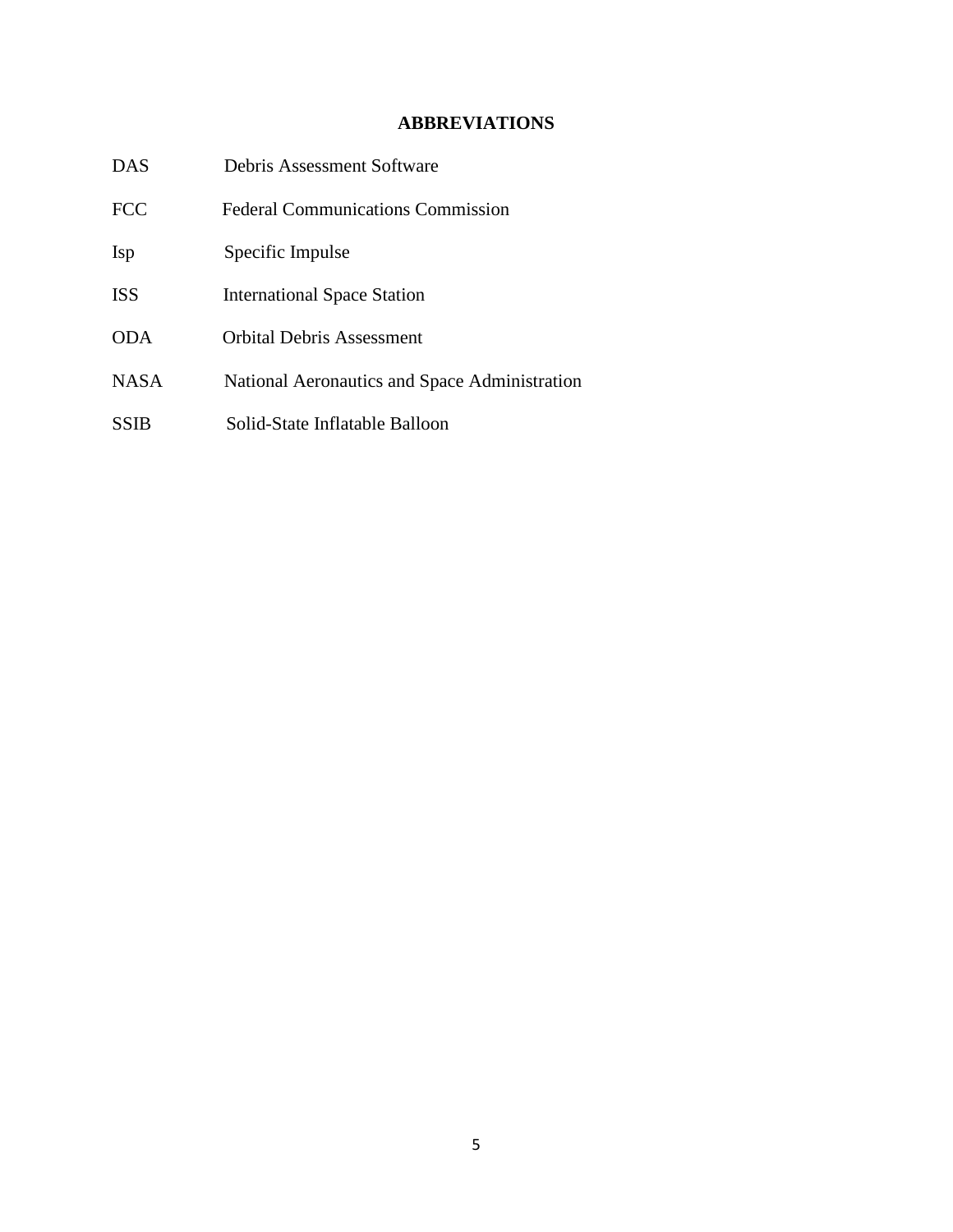## ABBREVIATIONS

| | |
|---|---|
| DAS | Debris Assessment Software |
| FCC | Federal Communications Commission |
| Isp | Specific Impulse |
| ISS | International Space Station |
| ODA | Orbital Debris Assessment |
| NASA | National Aeronautics and Space Administration |
| SSIB | Solid-State Inflatable Balloon |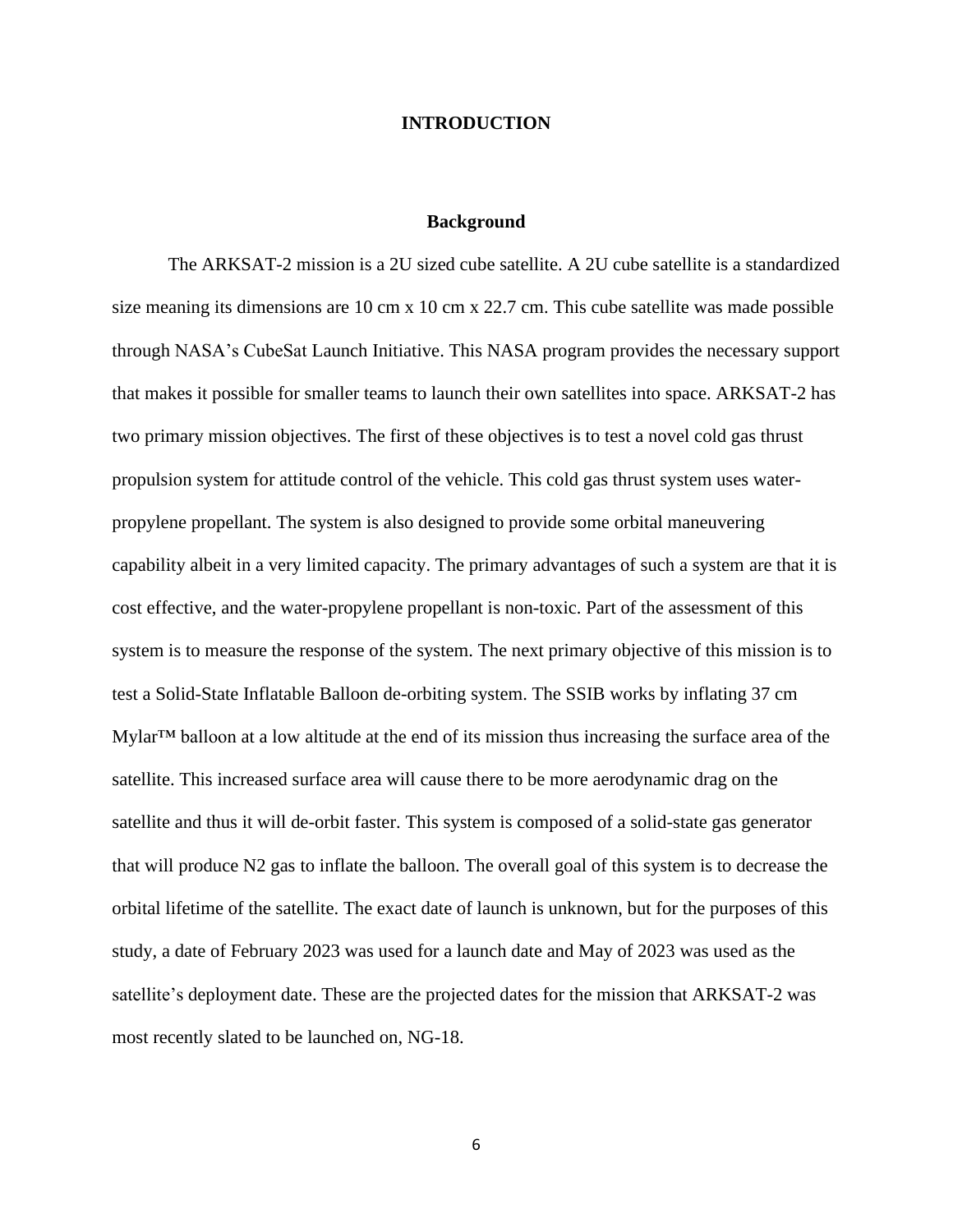# INTRODUCTION

## Background

The ARKSAT-2 mission is a 2U sized cube satellite. A 2U cube satellite is a standardized size meaning its dimensions are 10 cm x 10 cm x 22.7 cm. This cube satellite was made possible through NASA's CubeSat Launch Initiative. This NASA program provides the necessary support that makes it possible for smaller teams to launch their own satellites into space. ARKSAT-2 has two primary mission objectives. The first of these objectives is to test a novel cold gas thrust propulsion system for attitude control of the vehicle. This cold gas thrust system uses water-propylene propellant. The system is also designed to provide some orbital maneuvering capability albeit in a very limited capacity. The primary advantages of such a system are that it is cost effective, and the water-propylene propellant is non-toxic. Part of the assessment of this system is to measure the response of the system. The next primary objective of this mission is to test a Solid-State Inflatable Balloon de-orbiting system. The SSIB works by inflating 37 cm Mylar™ balloon at a low altitude at the end of its mission thus increasing the surface area of the satellite. This increased surface area will cause there to be more aerodynamic drag on the satellite and thus it will de-orbit faster. This system is composed of a solid-state gas generator that will produce $N_2$ gas to inflate the balloon. The overall goal of this system is to decrease the orbital lifetime of the satellite. The exact date of launch is unknown, but for the purposes of this study, a date of February 2023 was used for a launch date and May of 2023 was used as the satellite's deployment date. These are the projected dates for the mission that ARKSAT-2 was most recently slated to be launched on, NG-18.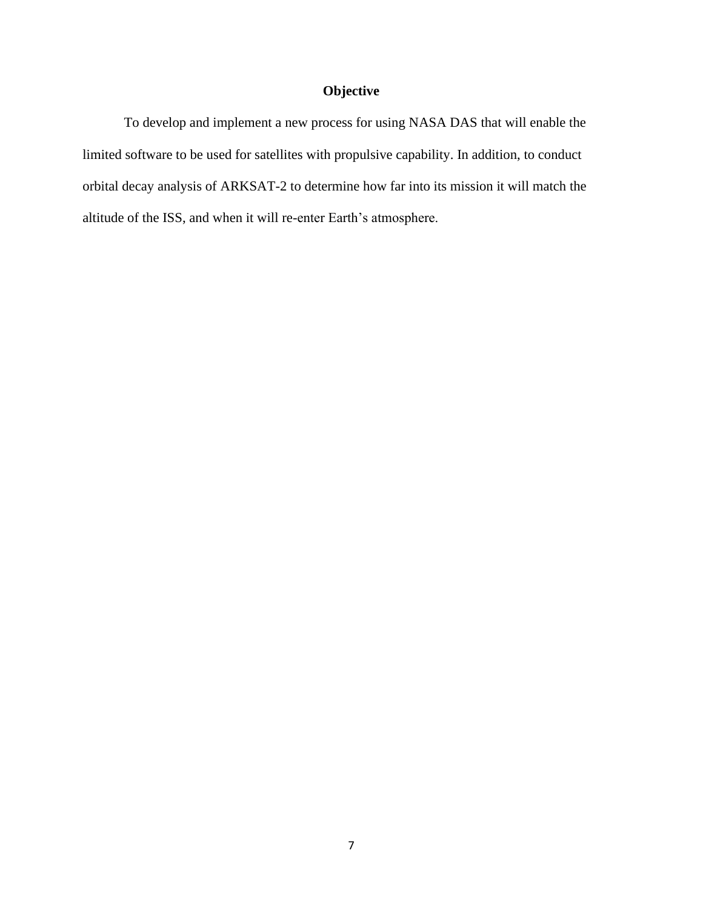## Objective

To develop and implement a new process for using NASA DAS that will enable the limited software to be used for satellites with propulsive capability. In addition, to conduct orbital decay analysis of ARKSAT-2 to determine how far into its mission it will match the altitude of the ISS, and when it will re-enter Earth's atmosphere.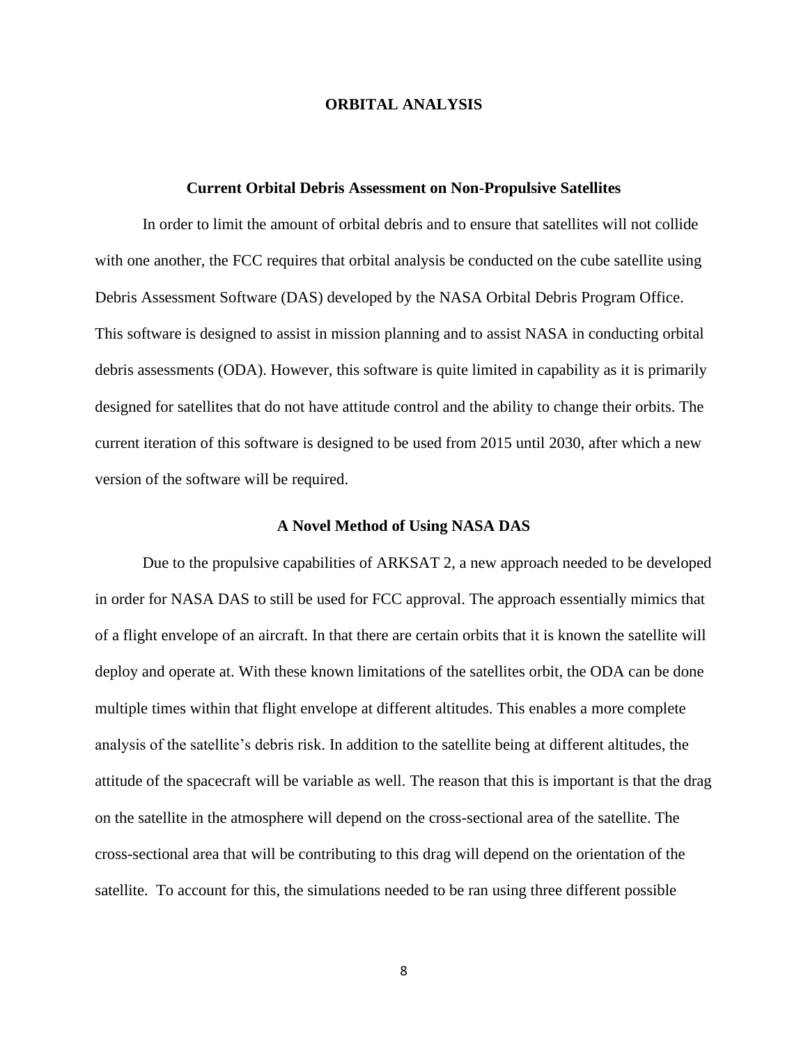# ORBITAL ANALYSIS

## Current Orbital Debris Assessment on Non-Propulsive Satellites

In order to limit the amount of orbital debris and to ensure that satellites will not collide with one another, the FCC requires that orbital analysis be conducted on the cube satellite using Debris Assessment Software (DAS) developed by the NASA Orbital Debris Program Office. This software is designed to assist in mission planning and to assist NASA in conducting orbital debris assessments (ODA). However, this software is quite limited in capability as it is primarily designed for satellites that do not have attitude control and the ability to change their orbits. The current iteration of this software is designed to be used from 2015 until 2030, after which a new version of the software will be required.

## A Novel Method of Using NASA DAS

Due to the propulsive capabilities of ARKSAT 2, a new approach needed to be developed in order for NASA DAS to still be used for FCC approval. The approach essentially mimics that of a flight envelope of an aircraft. In that there are certain orbits that it is known the satellite will deploy and operate at. With these known limitations of the satellites orbit, the ODA can be done multiple times within that flight envelope at different altitudes. This enables a more complete analysis of the satellite's debris risk. In addition to the satellite being at different altitudes, the attitude of the spacecraft will be variable as well. The reason that this is important is that the drag on the satellite in the atmosphere will depend on the cross-sectional area of the satellite. The cross-sectional area that will be contributing to this drag will depend on the orientation of the satellite. To account for this, the simulations needed to be ran using three different possible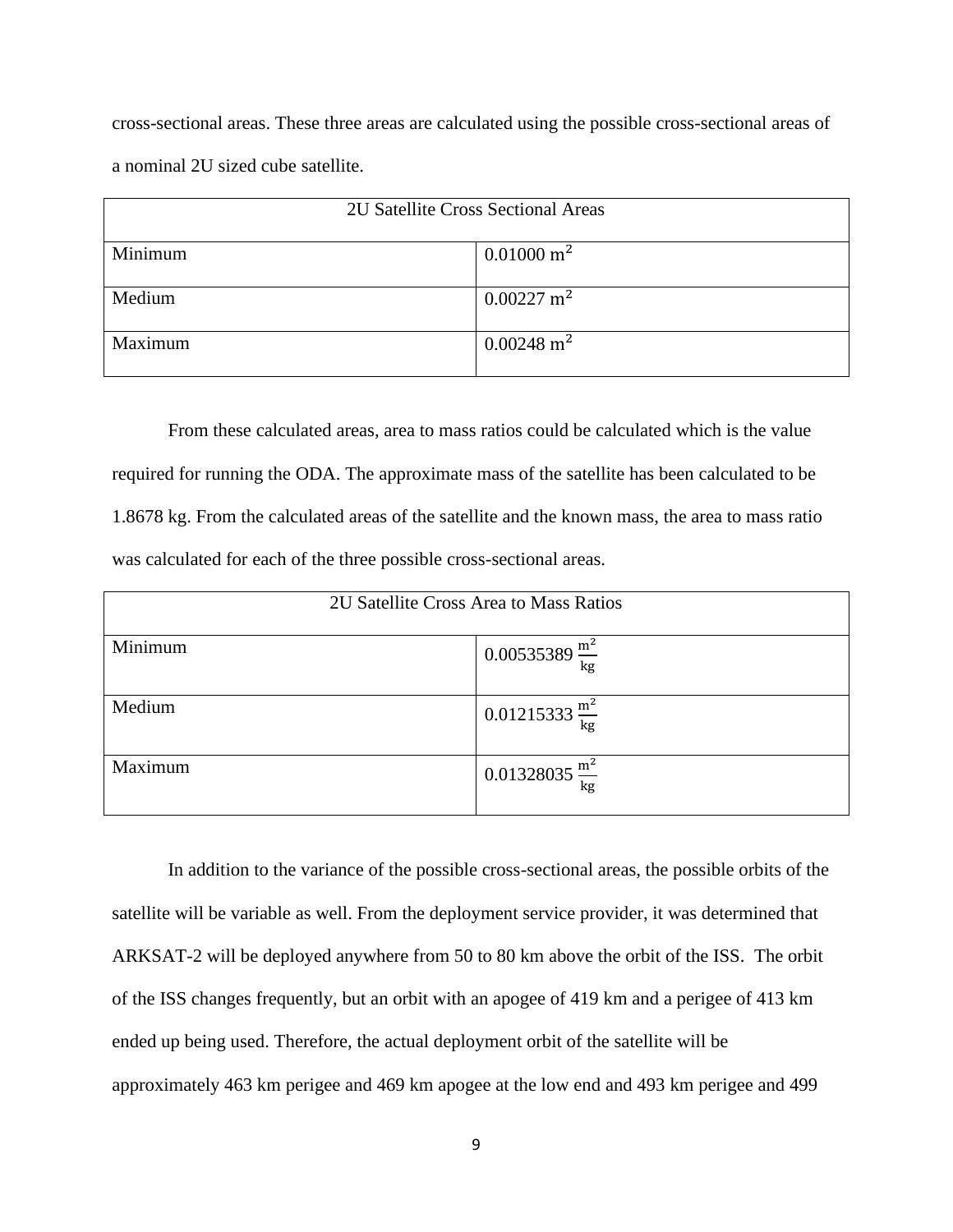cross-sectional areas. These three areas are calculated using the possible cross-sectional areas of a nominal 2U sized cube satellite.

| 2U Satellite Cross Sectional Areas | |
|---|---|
| Minimum | 0.01000 $\text{m}^2$ |
| Medium | 0.00227 $\text{m}^2$ |
| Maximum | 0.00248 $\text{m}^2$ |

From these calculated areas, area to mass ratios could be calculated which is the value required for running the ODA. The approximate mass of the satellite has been calculated to be 1.8678 kg. From the calculated areas of the satellite and the known mass, the area to mass ratio was calculated for each of the three possible cross-sectional areas.

| 2U Satellite Cross Area to Mass Ratios | |
|---|---|
| Minimum | 0.00535389 $\frac{\text{m}^2}{\text{kg}}$ |
| Medium | 0.01215333 $\frac{\text{m}^2}{\text{kg}}$ |
| Maximum | 0.01328035 $\frac{\text{m}^2}{\text{kg}}$ |

In addition to the variance of the possible cross-sectional areas, the possible orbits of the satellite will be variable as well. From the deployment service provider, it was determined that ARKSAT-2 will be deployed anywhere from 50 to 80 km above the orbit of the ISS. The orbit of the ISS changes frequently, but an orbit with an apogee of 419 km and a perigee of 413 km ended up being used. Therefore, the actual deployment orbit of the satellite will be approximately 463 km perigee and 469 km apogee at the low end and 493 km perigee and 499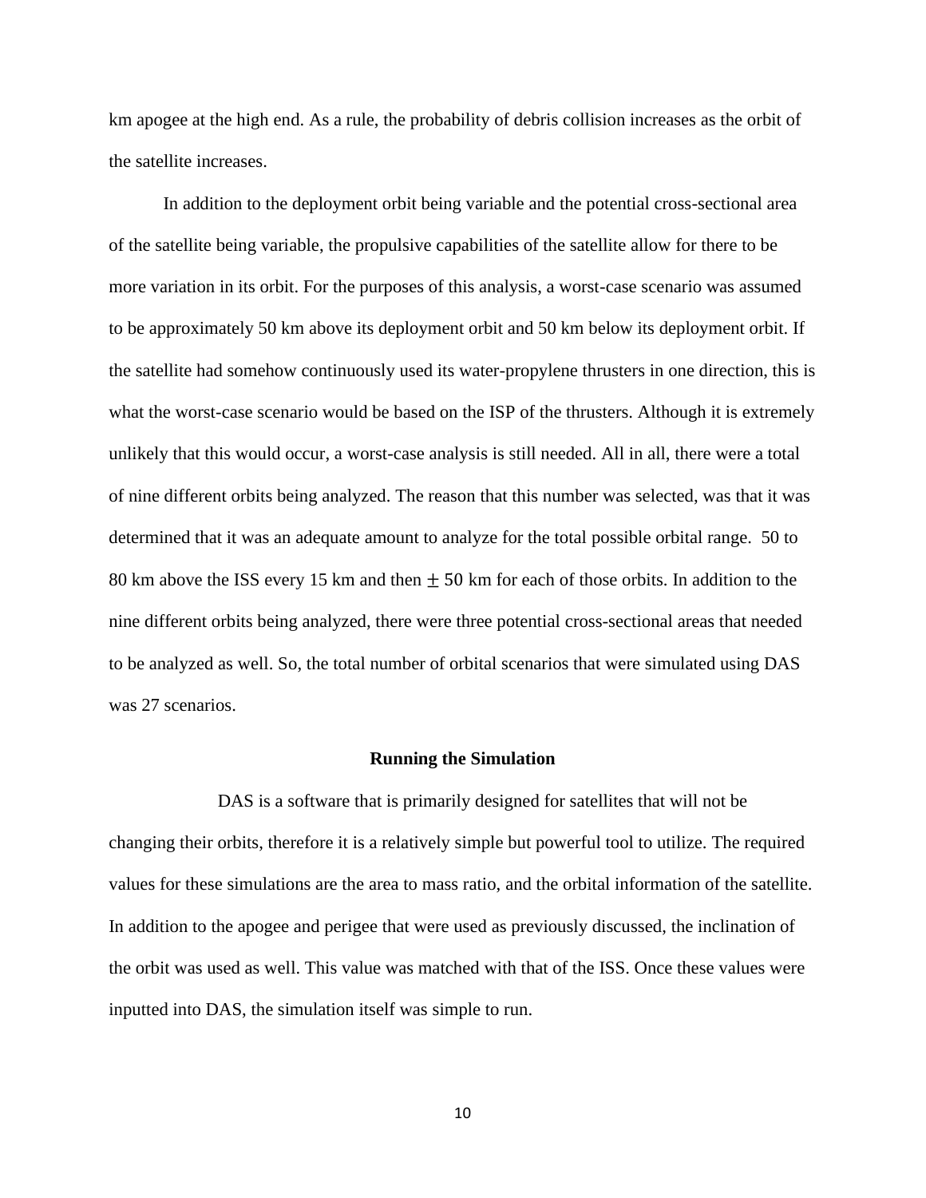km apogee at the high end. As a rule, the probability of debris collision increases as the orbit of the satellite increases.

In addition to the deployment orbit being variable and the potential cross-sectional area of the satellite being variable, the propulsive capabilities of the satellite allow for there to be more variation in its orbit. For the purposes of this analysis, a worst-case scenario was assumed to be approximately 50 km above its deployment orbit and 50 km below its deployment orbit. If the satellite had somehow continuously used its water-propylene thrusters in one direction, this is what the worst-case scenario would be based on the ISP of the thrusters. Although it is extremely unlikely that this would occur, a worst-case analysis is still needed. All in all, there were a total of nine different orbits being analyzed. The reason that this number was selected, was that it was determined that it was an adequate amount to analyze for the total possible orbital range. 50 to 80 km above the ISS every 15 km and then $\pm 50$ km for each of those orbits. In addition to the nine different orbits being analyzed, there were three potential cross-sectional areas that needed to be analyzed as well. So, the total number of orbital scenarios that were simulated using DAS was 27 scenarios.

**Running the Simulation**

DAS is a software that is primarily designed for satellites that will not be changing their orbits, therefore it is a relatively simple but powerful tool to utilize. The required values for these simulations are the area to mass ratio, and the orbital information of the satellite. In addition to the apogee and perigee that were used as previously discussed, the inclination of the orbit was used as well. This value was matched with that of the ISS. Once these values were inputted into DAS, the simulation itself was simple to run.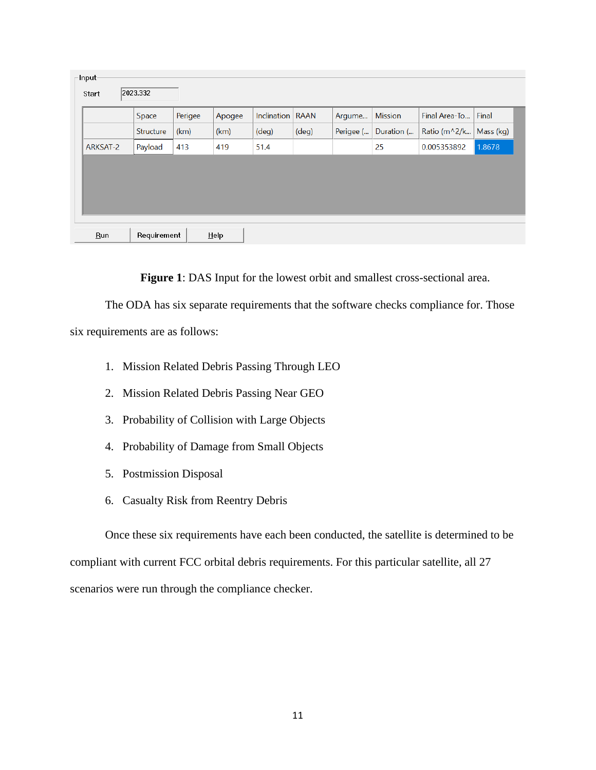Input

Start: 2023.332

| | Space Structure | Perigee (km) | Apogee (km) | Inclination (deg) | RAAN (deg) | Argume... Perigee (... | Mission Duration (... | Final Area-To... Ratio (m^2/k... | Final Mass (kg) |
|---|---|---|---|---|---|---|---|---|---|
| ARKSAT-2 | Payload | 413 | 419 | 51.4 | | | 25 | 0.005353892 | 1.8678 |

Run | Requirement | Help

**Figure 1**: DAS Input for the lowest orbit and smallest cross-sectional area.

The ODA has six separate requirements that the software checks compliance for. Those six requirements are as follows:

1. Mission Related Debris Passing Through LEO
2. Mission Related Debris Passing Near GEO
3. Probability of Collision with Large Objects
4. Probability of Damage from Small Objects
5. Postmission Disposal
6. Casualty Risk from Reentry Debris

Once these six requirements have each been conducted, the satellite is determined to be compliant with current FCC orbital debris requirements. For this particular satellite, all 27 scenarios were run through the compliance checker.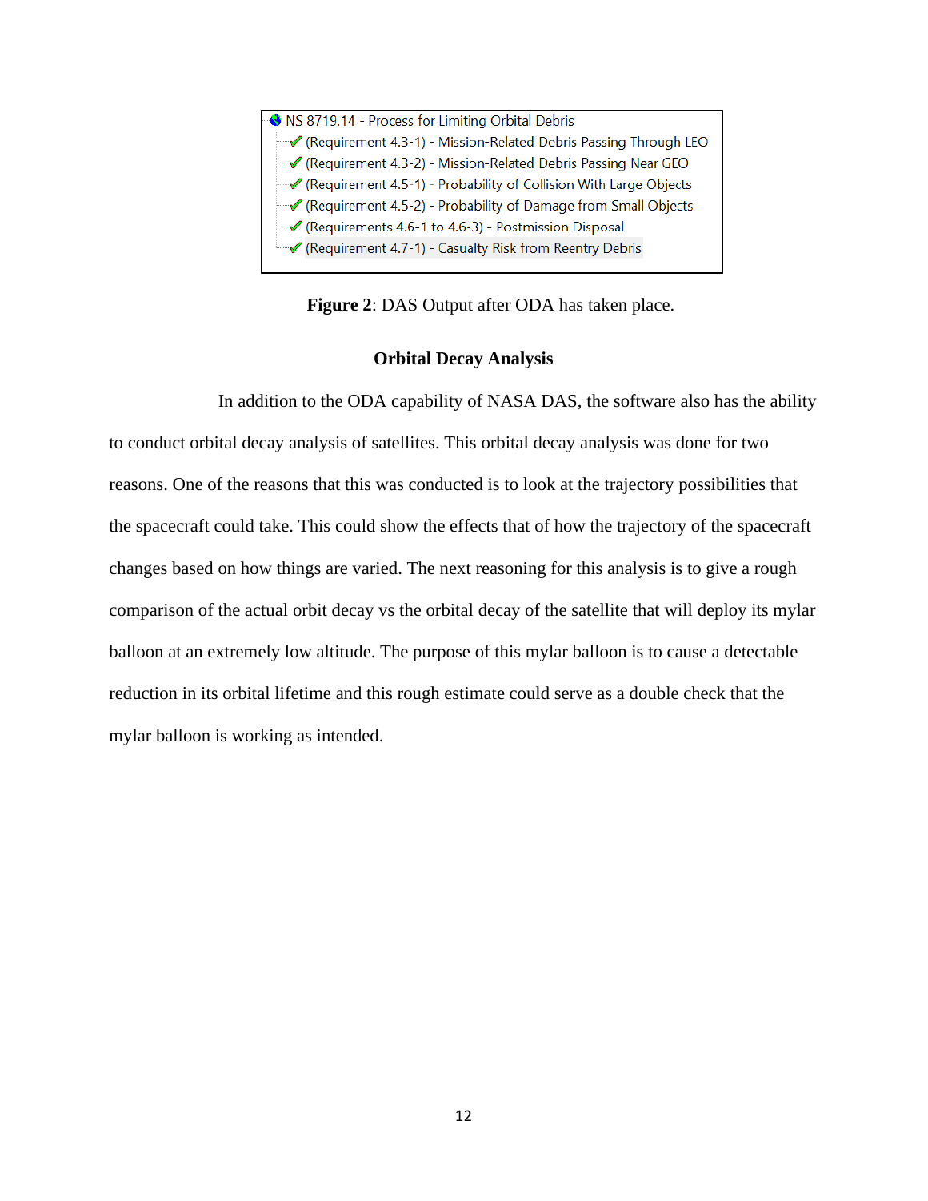NS 8719.14 - Process for Limiting Orbital Debris

- ✔ (Requirement 4.3-1) - Mission-Related Debris Passing Through LEO
- ✔ (Requirement 4.3-2) - Mission-Related Debris Passing Near GEO
- ✔ (Requirement 4.5-1) - Probability of Collision With Large Objects
- ✔ (Requirement 4.5-2) - Probability of Damage from Small Objects
- ✔ (Requirements 4.6-1 to 4.6-3) - Postmission Disposal
- ✔ (Requirement 4.7-1) - Casualty Risk from Reentry Debris

**Figure 2**: DAS Output after ODA has taken place.

## Orbital Decay Analysis

In addition to the ODA capability of NASA DAS, the software also has the ability to conduct orbital decay analysis of satellites. This orbital decay analysis was done for two reasons. One of the reasons that this was conducted is to look at the trajectory possibilities that the spacecraft could take. This could show the effects that of how the trajectory of the spacecraft changes based on how things are varied. The next reasoning for this analysis is to give a rough comparison of the actual orbit decay vs the orbital decay of the satellite that will deploy its mylar balloon at an extremely low altitude. The purpose of this mylar balloon is to cause a detectable reduction in its orbital lifetime and this rough estimate could serve as a double check that the mylar balloon is working as intended.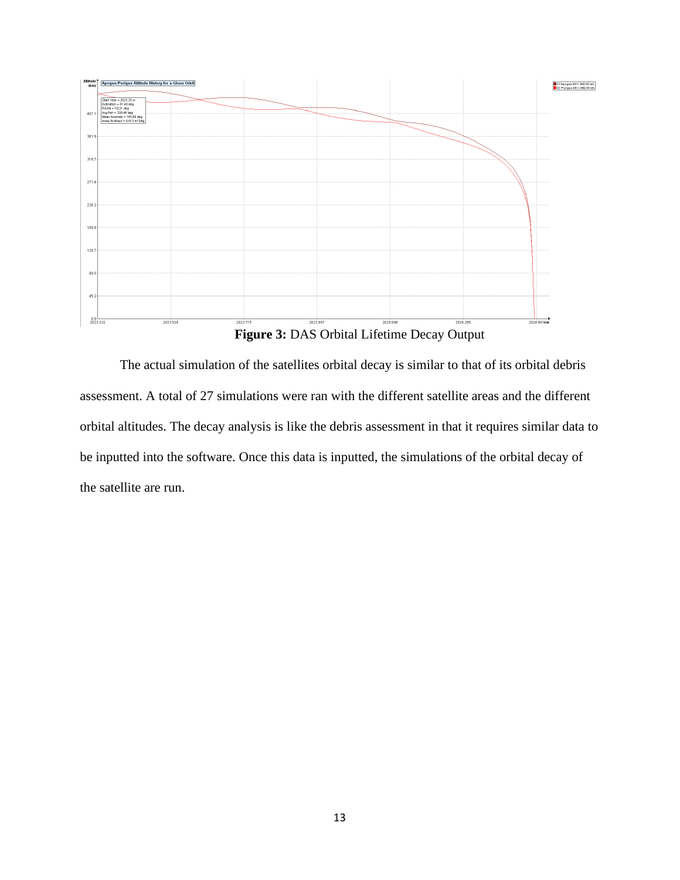**Figure 3:** DAS Orbital Lifetime Decay Output

The actual simulation of the satellites orbital decay is similar to that of its orbital debris assessment. A total of 27 simulations were ran with the different satellite areas and the different orbital altitudes. The decay analysis is like the debris assessment in that it requires similar data to be inputted into the software. Once this data is inputted, the simulations of the orbital decay of the satellite are run.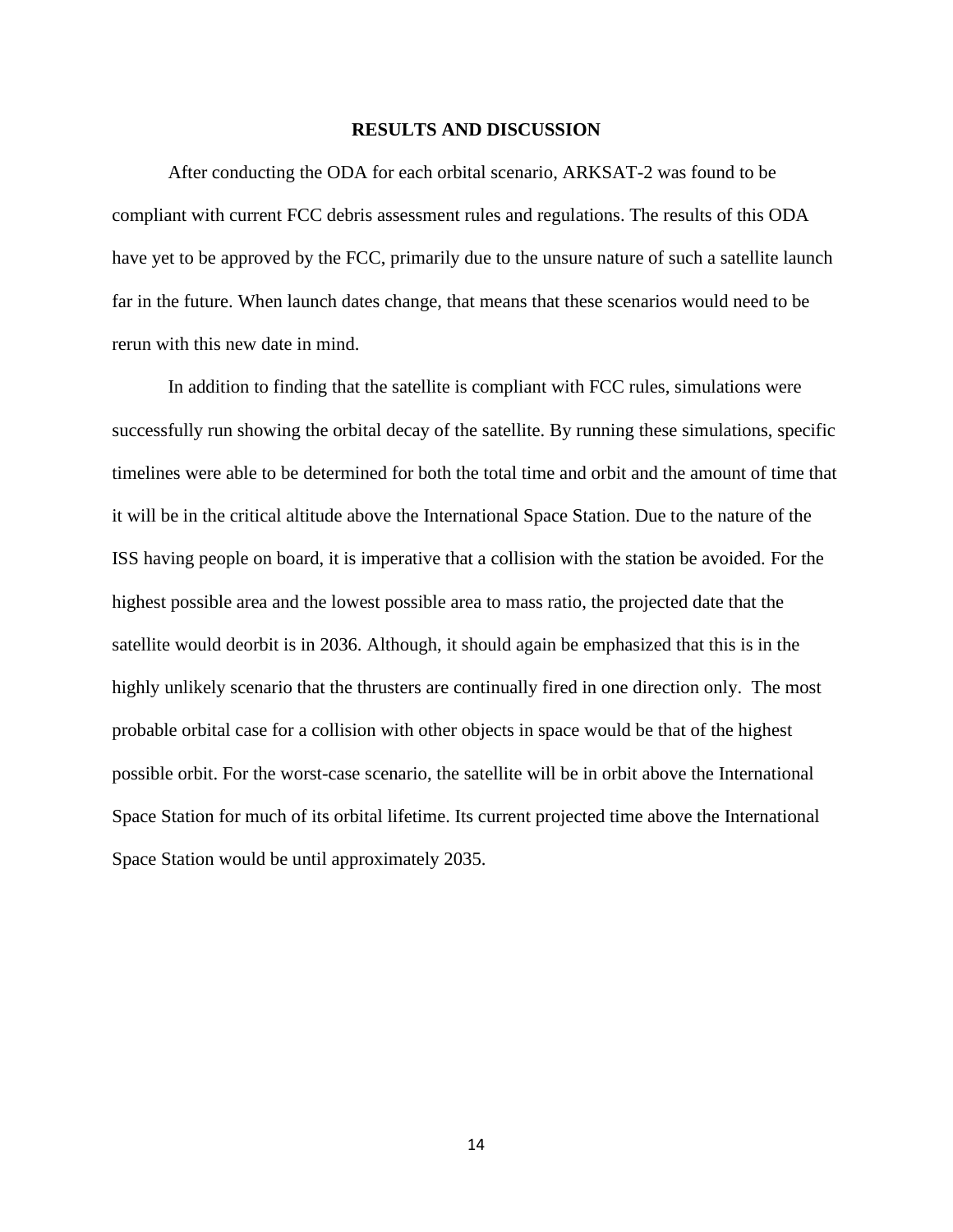## RESULTS AND DISCUSSION

After conducting the ODA for each orbital scenario, ARKSAT-2 was found to be compliant with current FCC debris assessment rules and regulations. The results of this ODA have yet to be approved by the FCC, primarily due to the unsure nature of such a satellite launch far in the future. When launch dates change, that means that these scenarios would need to be rerun with this new date in mind.

In addition to finding that the satellite is compliant with FCC rules, simulations were successfully run showing the orbital decay of the satellite. By running these simulations, specific timelines were able to be determined for both the total time and orbit and the amount of time that it will be in the critical altitude above the International Space Station. Due to the nature of the ISS having people on board, it is imperative that a collision with the station be avoided. For the highest possible area and the lowest possible area to mass ratio, the projected date that the satellite would deorbit is in 2036. Although, it should again be emphasized that this is in the highly unlikely scenario that the thrusters are continually fired in one direction only. The most probable orbital case for a collision with other objects in space would be that of the highest possible orbit. For the worst-case scenario, the satellite will be in orbit above the International Space Station for much of its orbital lifetime. Its current projected time above the International Space Station would be until approximately 2035.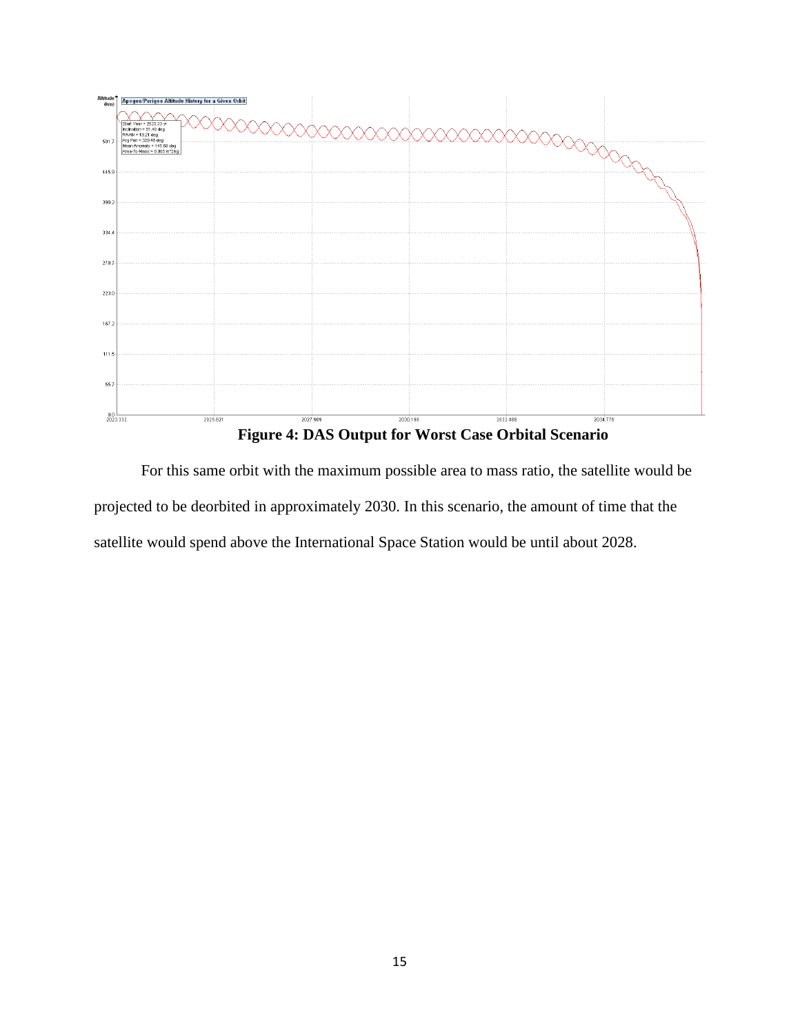**Figure 4: DAS Output for Worst Case Orbital Scenario**

For this same orbit with the maximum possible area to mass ratio, the satellite would be projected to be deorbited in approximately 2030. In this scenario, the amount of time that the satellite would spend above the International Space Station would be until about 2028.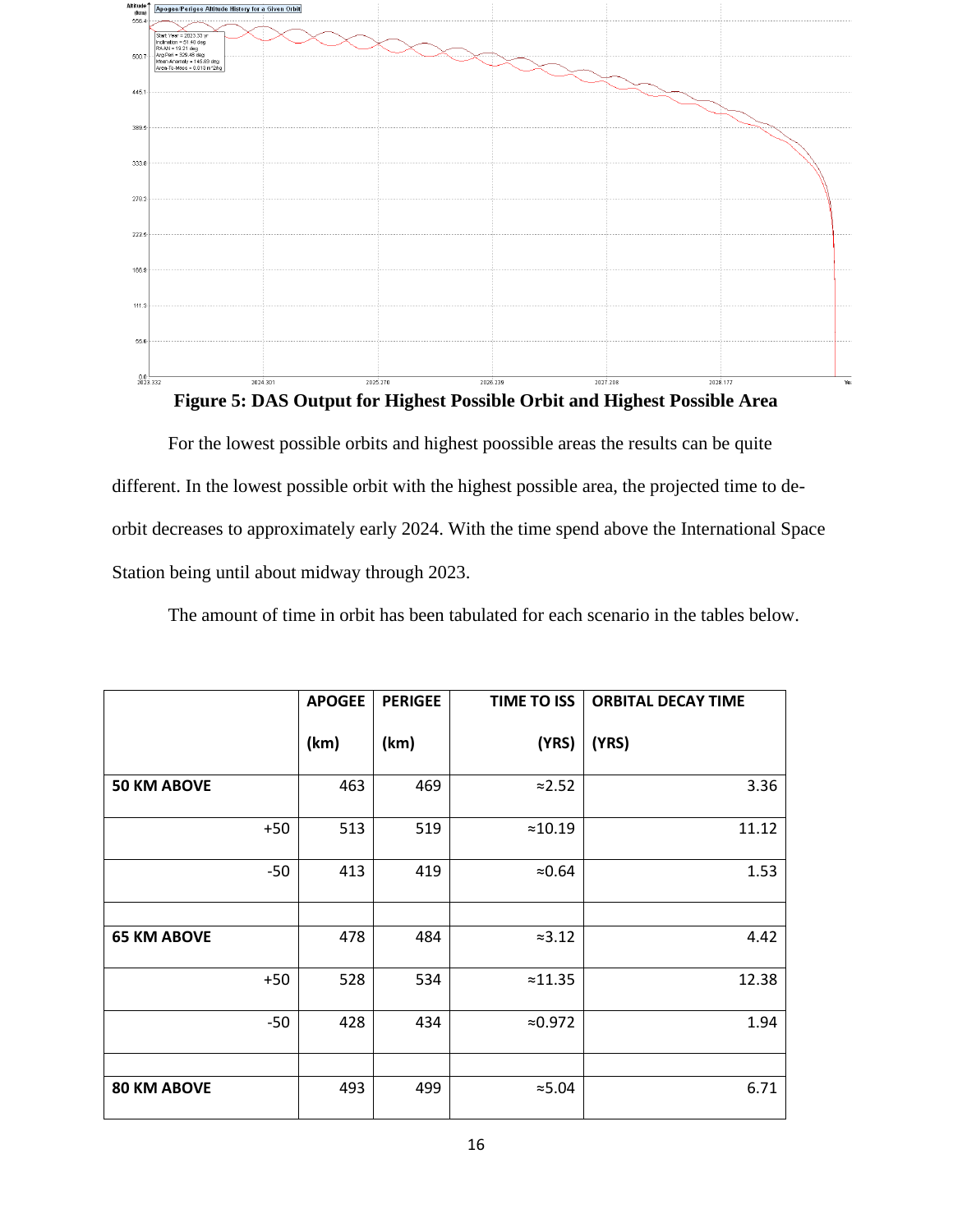**Figure 5: DAS Output for Highest Possible Orbit and Highest Possible Area**

For the lowest possible orbits and highest poossible areas the results can be quite different. In the lowest possible orbit with the highest possible area, the projected time to de-orbit decreases to approximately early 2024. With the time spend above the International Space Station being until about midway through 2023.

The amount of time in orbit has been tabulated for each scenario in the tables below.

| | APOGEE (km) | PERIGEE (km) | TIME TO ISS (YRS) | ORBITAL DECAY TIME (YRS) |
|---|---|---|---|---|
| **50 KM ABOVE** | 463 | 469 | ≈2.52 | 3.36 |
| +50 | 513 | 519 | ≈10.19 | 11.12 |
| -50 | 413 | 419 | ≈0.64 | 1.53 |
| | | | | |
| **65 KM ABOVE** | 478 | 484 | ≈3.12 | 4.42 |
| +50 | 528 | 534 | ≈11.35 | 12.38 |
| -50 | 428 | 434 | ≈0.972 | 1.94 |
| | | | | |
| **80 KM ABOVE** | 493 | 499 | ≈5.04 | 6.71 |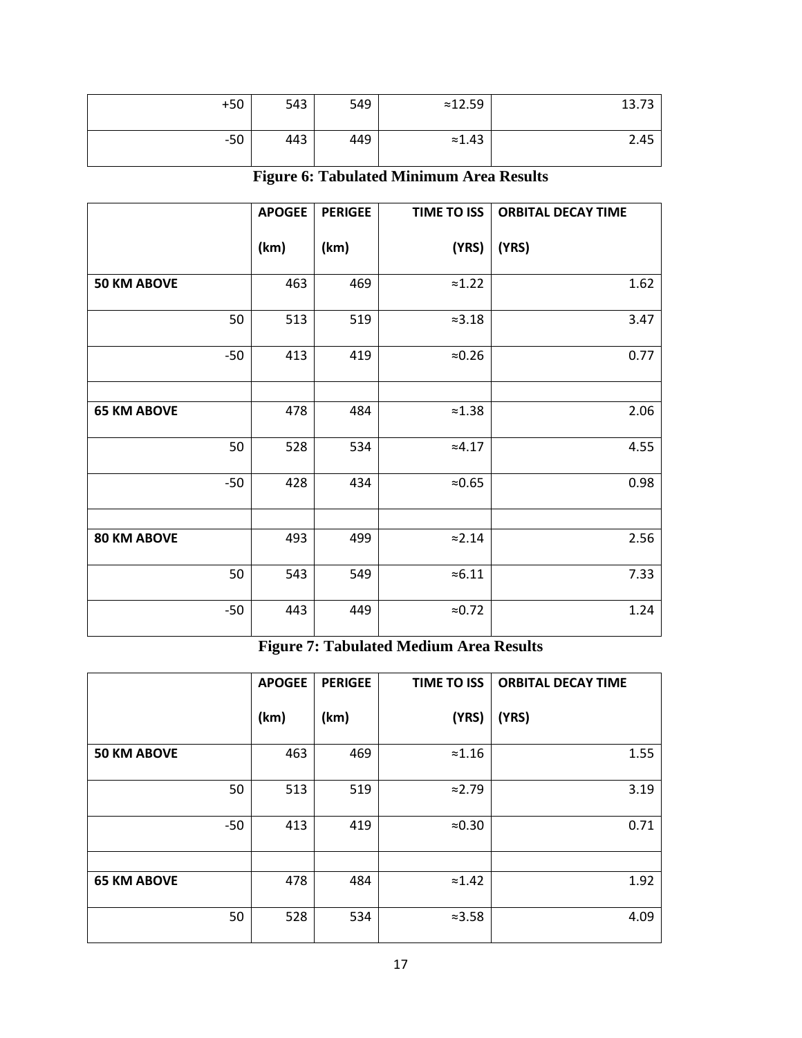| | | | | |
|---|---|---|---|---|
| +50 | 543 | 549 | ≈12.59 | 13.73 |
| -50 | 443 | 449 | ≈1.43 | 2.45 |

**Figure 6: Tabulated Minimum Area Results**

| | APOGEE (km) | PERIGEE (km) | TIME TO ISS (YRS) | ORBITAL DECAY TIME (YRS) |
|---|---|---|---|---|
| **50 KM ABOVE** | 463 | 469 | ≈1.22 | 1.62 |
| 50 | 513 | 519 | ≈3.18 | 3.47 |
| -50 | 413 | 419 | ≈0.26 | 0.77 |
| | | | | |
| **65 KM ABOVE** | 478 | 484 | ≈1.38 | 2.06 |
| 50 | 528 | 534 | ≈4.17 | 4.55 |
| -50 | 428 | 434 | ≈0.65 | 0.98 |
| | | | | |
| **80 KM ABOVE** | 493 | 499 | ≈2.14 | 2.56 |
| 50 | 543 | 549 | ≈6.11 | 7.33 |
| -50 | 443 | 449 | ≈0.72 | 1.24 |

**Figure 7: Tabulated Medium Area Results**

| | APOGEE (km) | PERIGEE (km) | TIME TO ISS (YRS) | ORBITAL DECAY TIME (YRS) |
|---|---|---|---|---|
| **50 KM ABOVE** | 463 | 469 | ≈1.16 | 1.55 |
| 50 | 513 | 519 | ≈2.79 | 3.19 |
| -50 | 413 | 419 | ≈0.30 | 0.71 |
| | | | | |
| **65 KM ABOVE** | 478 | 484 | ≈1.42 | 1.92 |
| 50 | 528 | 534 | ≈3.58 | 4.09 |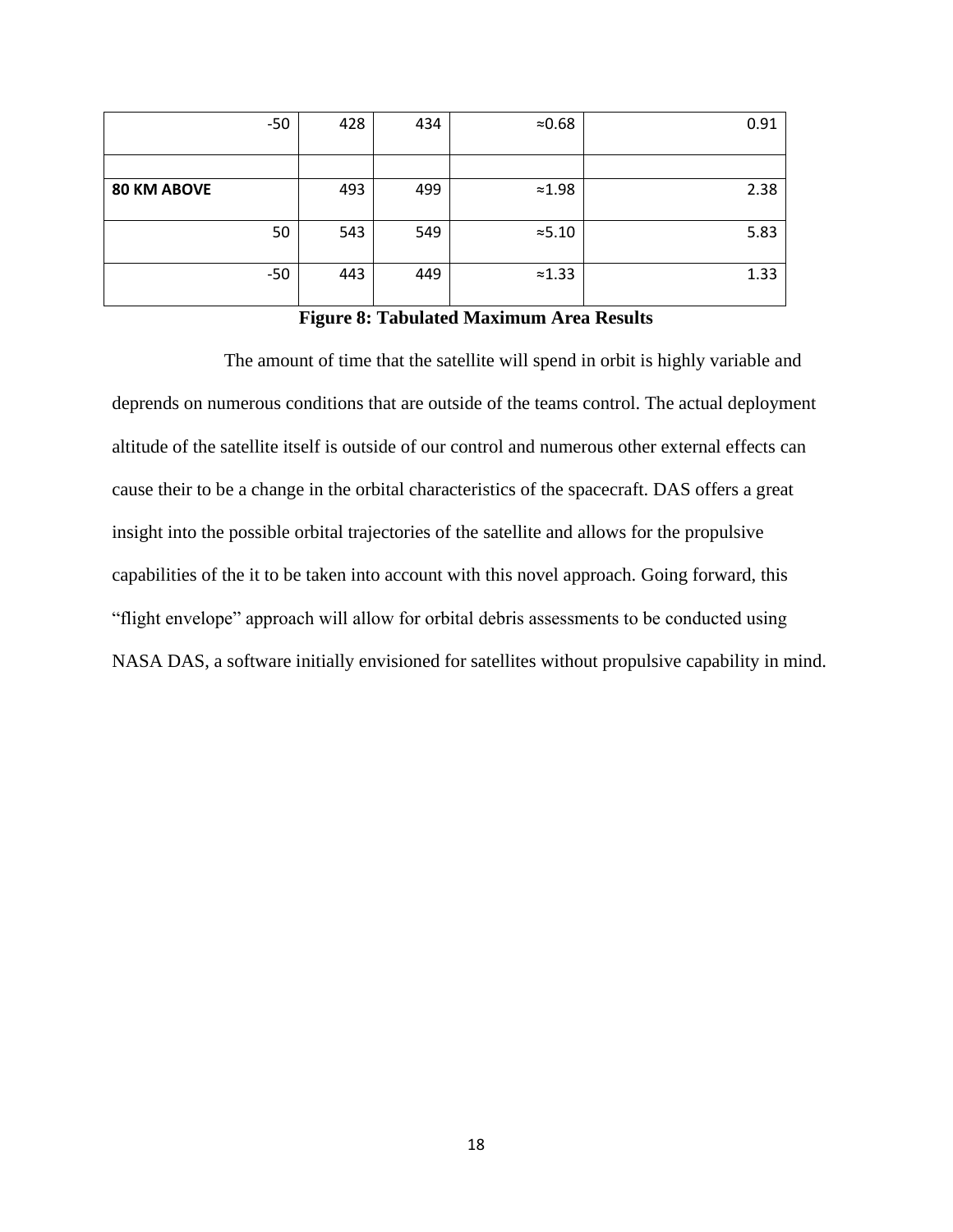| | | | | |
|---|---|---|---|---|
| -50 | 428 | 434 | ≈0.68 | 0.91 |
| | | | | |
| **80 KM ABOVE** | 493 | 499 | ≈1.98 | 2.38 |
| 50 | 543 | 549 | ≈5.10 | 5.83 |
| -50 | 443 | 449 | ≈1.33 | 1.33 |

**Figure 8: Tabulated Maximum Area Results**

The amount of time that the satellite will spend in orbit is highly variable and deprends on numerous conditions that are outside of the teams control. The actual deployment altitude of the satellite itself is outside of our control and numerous other external effects can cause their to be a change in the orbital characteristics of the spacecraft. DAS offers a great insight into the possible orbital trajectories of the satellite and allows for the propulsive capabilities of the it to be taken into account with this novel approach. Going forward, this "flight envelope" approach will allow for orbital debris assessments to be conducted using NASA DAS, a software initially envisioned for satellites without propulsive capability in mind.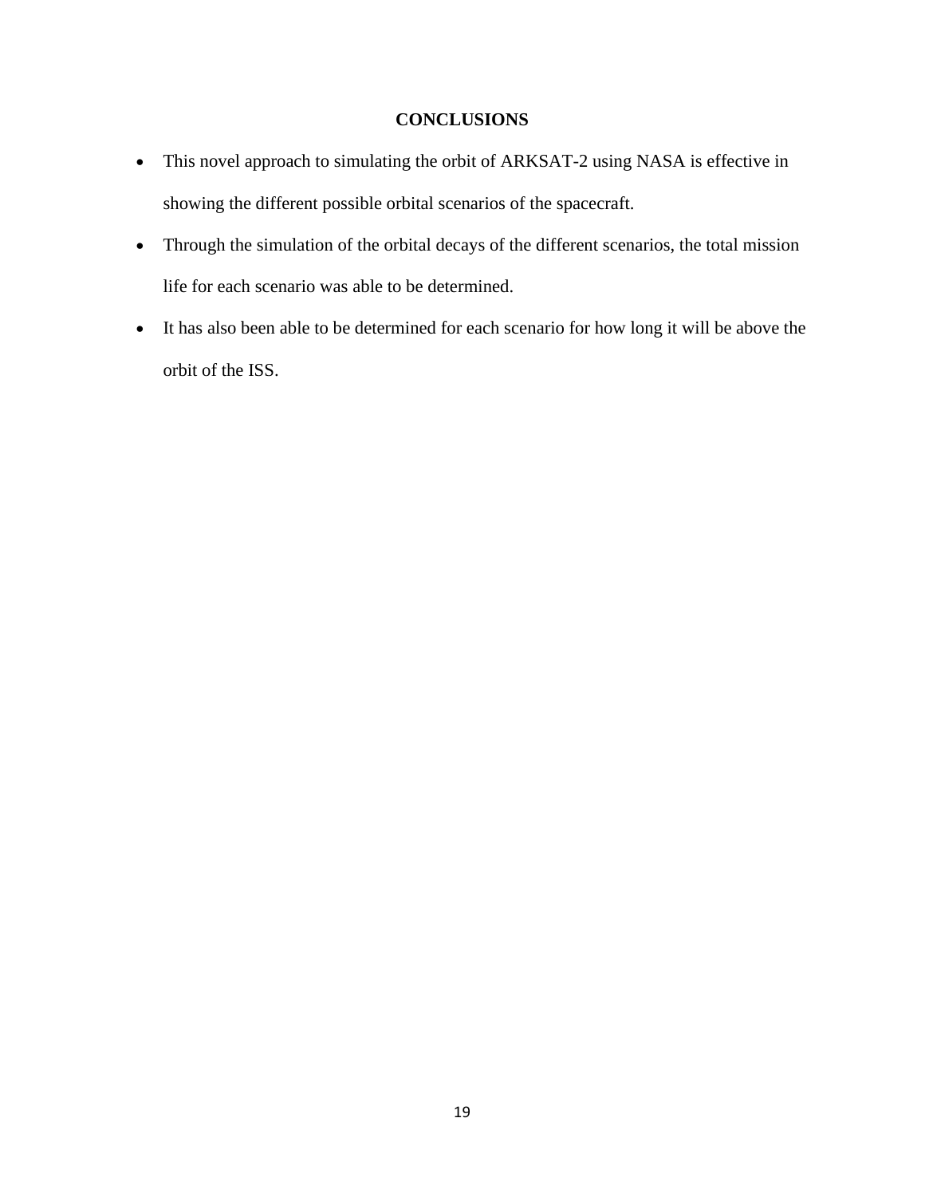# CONCLUSIONS

- This novel approach to simulating the orbit of ARKSAT-2 using NASA is effective in showing the different possible orbital scenarios of the spacecraft.
- Through the simulation of the orbital decays of the different scenarios, the total mission life for each scenario was able to be determined.
- It has also been able to be determined for each scenario for how long it will be above the orbit of the ISS.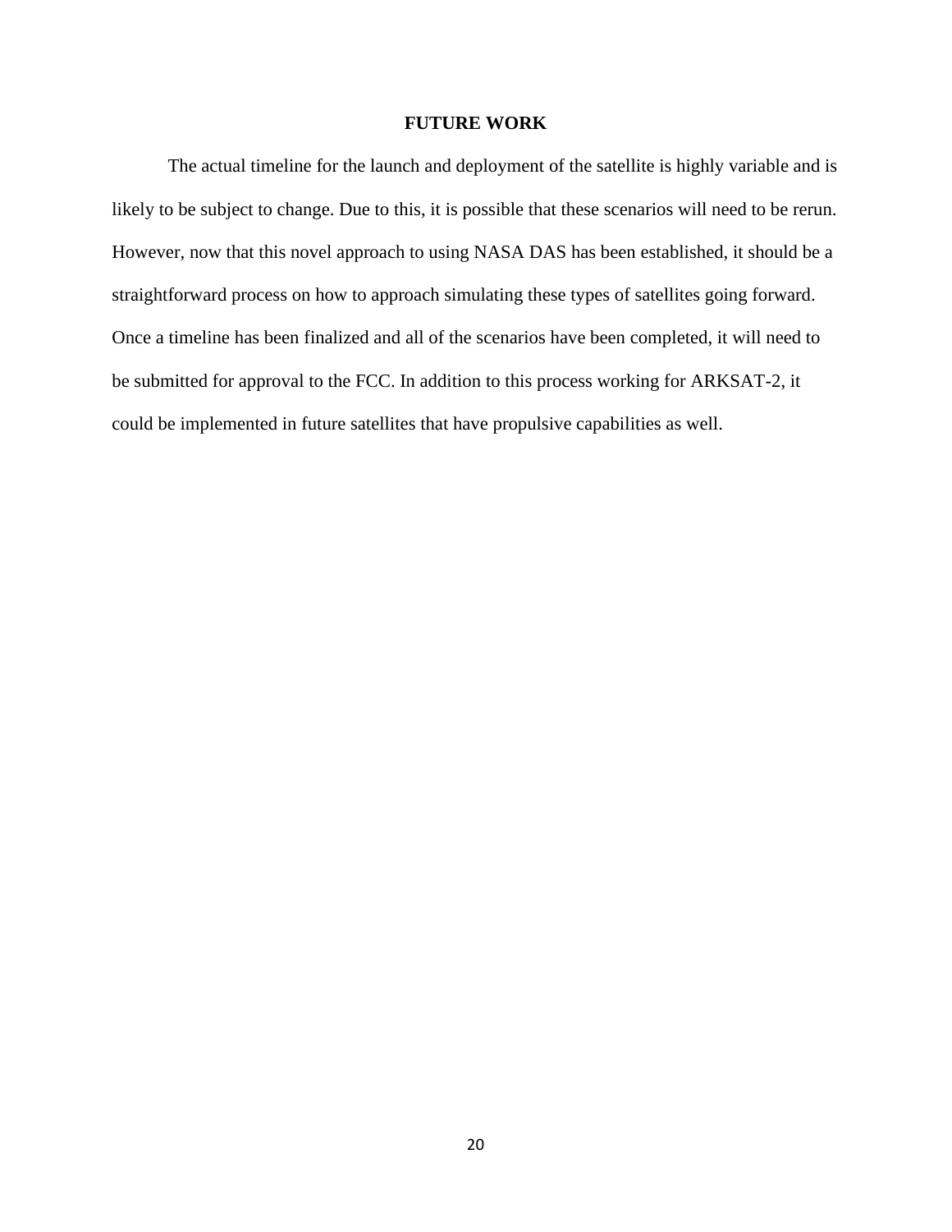## FUTURE WORK

The actual timeline for the launch and deployment of the satellite is highly variable and is likely to be subject to change. Due to this, it is possible that these scenarios will need to be rerun. However, now that this novel approach to using NASA DAS has been established, it should be a straightforward process on how to approach simulating these types of satellites going forward. Once a timeline has been finalized and all of the scenarios have been completed, it will need to be submitted for approval to the FCC. In addition to this process working for ARKSAT-2, it could be implemented in future satellites that have propulsive capabilities as well.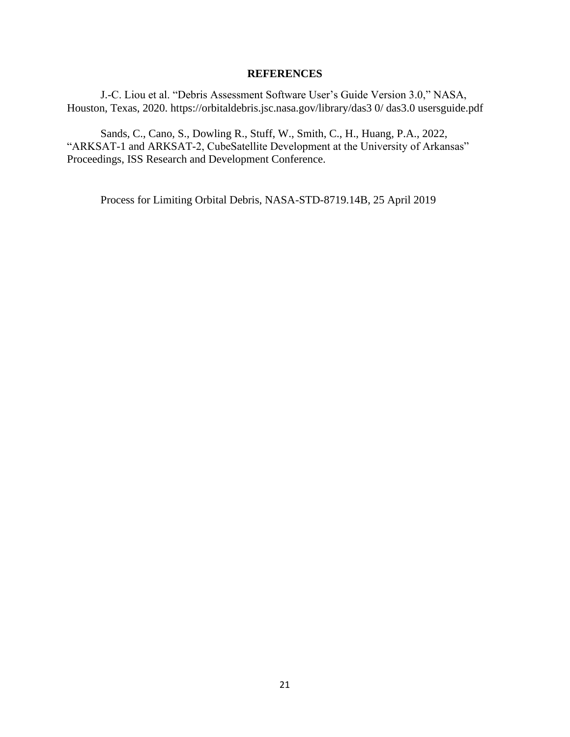## REFERENCES

J.-C. Liou et al. "Debris Assessment Software User's Guide Version 3.0," NASA, Houston, Texas, 2020. https://orbitaldebris.jsc.nasa.gov/library/das3 0/ das3.0 usersguide.pdf

Sands, C., Cano, S., Dowling R., Stuff, W., Smith, C., H., Huang, P.A., 2022, "ARKSAT-1 and ARKSAT-2, CubeSatellite Development at the University of Arkansas" Proceedings, ISS Research and Development Conference.

Process for Limiting Orbital Debris, NASA-STD-8719.14B, 25 April 2019